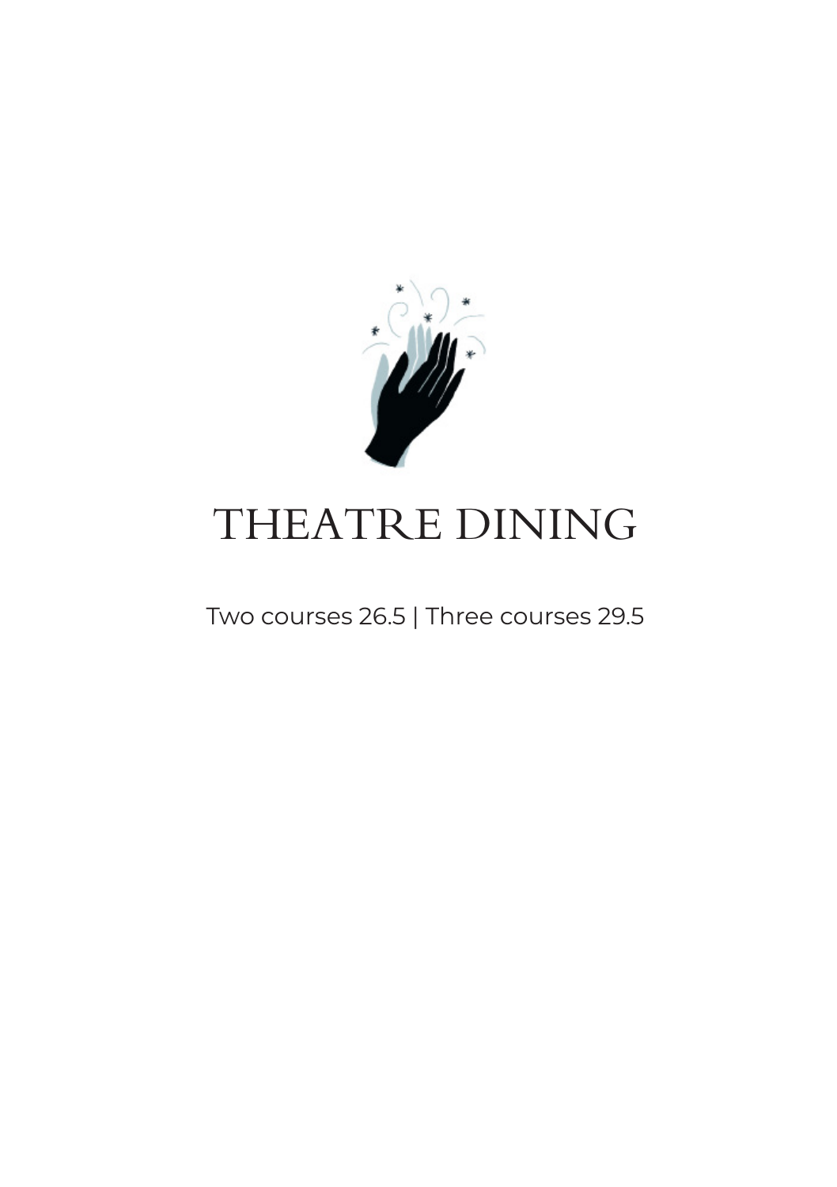# THEATRE DINING

Two courses 26.5 | Three courses 29.5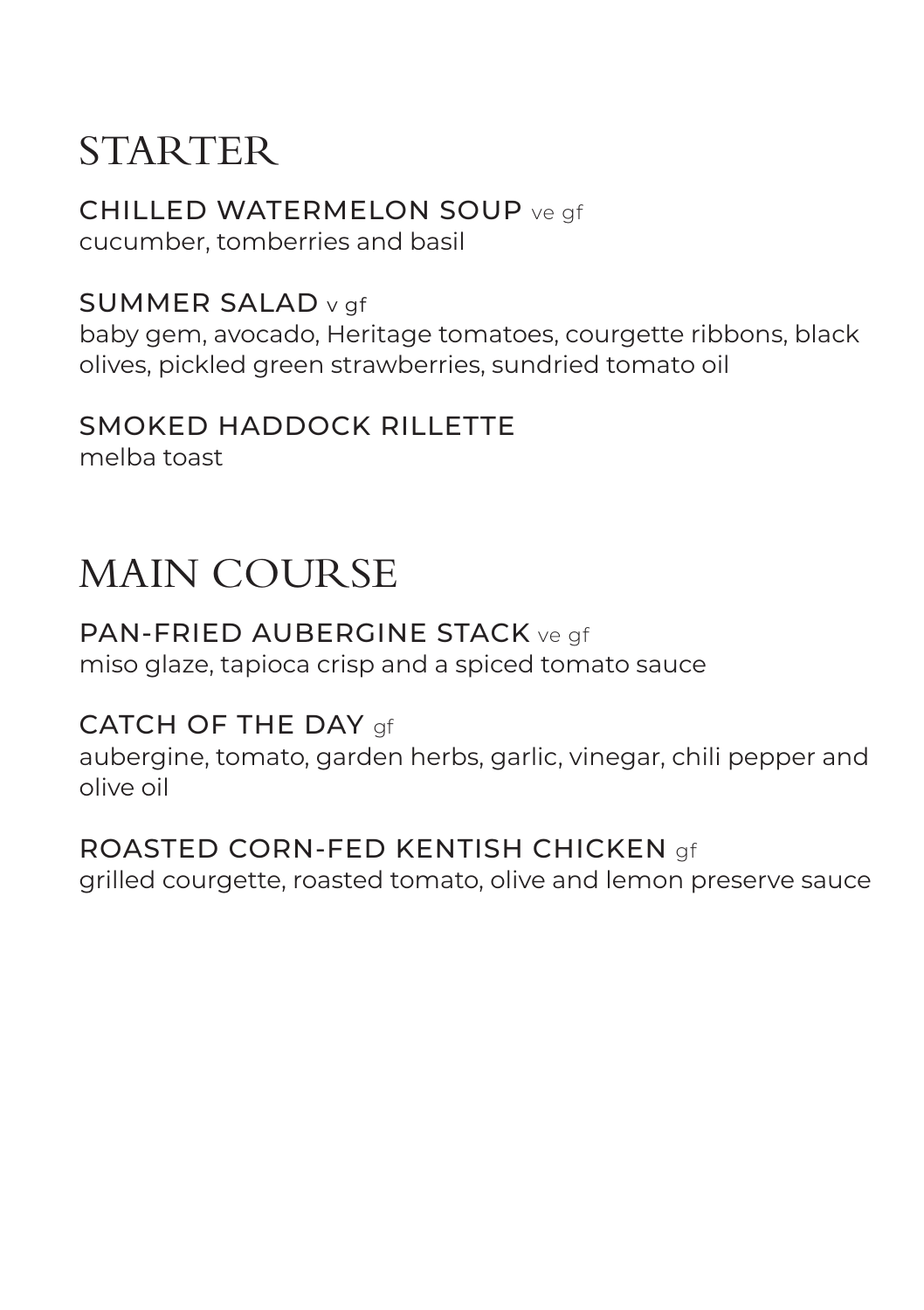# STARTER

### CHILLED WATERMELON SOUP ve gf
cucumber, tomberries and basil

### SUMMER SALAD v gf
baby gem, avocado, Heritage tomatoes, courgette ribbons, black olives, pickled green strawberries, sundried tomato oil

### SMOKED HADDOCK RILLETTE
melba toast

# MAIN COURSE

### PAN-FRIED AUBERGINE STACK ve gf
miso glaze, tapioca crisp and a spiced tomato sauce

### CATCH OF THE DAY gf
aubergine, tomato, garden herbs, garlic, vinegar, chili pepper and olive oil

### ROASTED CORN-FED KENTISH CHICKEN gf
grilled courgette, roasted tomato, olive and lemon preserve sauce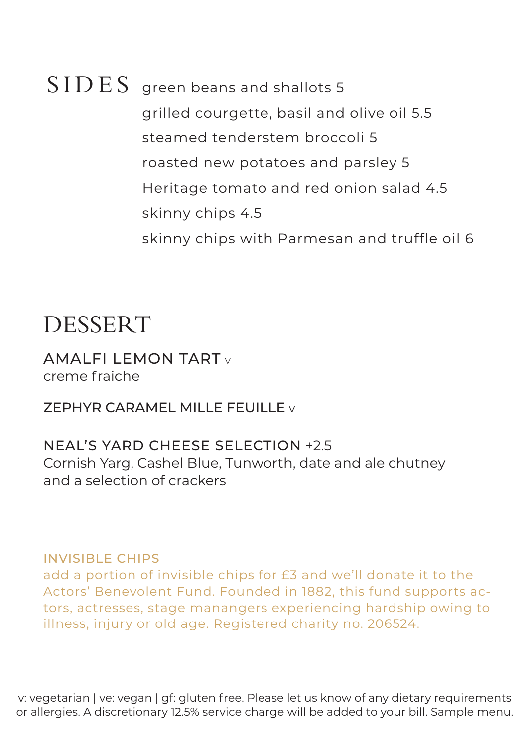## SIDES

green beans and shallots 5

grilled courgette, basil and olive oil 5.5

steamed tenderstem broccoli 5

roasted new potatoes and parsley 5

Heritage tomato and red onion salad 4.5

skinny chips 4.5

skinny chips with Parmesan and truffle oil 6

## DESSERT

AMALFI LEMON TART v
creme fraiche

ZEPHYR CARAMEL MILLE FEUILLE v

NEAL'S YARD CHEESE SELECTION +2.5
Cornish Yarg, Cashel Blue, Tunworth, date and ale chutney and a selection of crackers

INVISIBLE CHIPS
add a portion of invisible chips for £3 and we'll donate it to the Actors' Benevolent Fund. Founded in 1882, this fund supports actors, actresses, stage manangers experiencing hardship owing to illness, injury or old age. Registered charity no. 206524.

v: vegetarian | ve: vegan | gf: gluten free. Please let us know of any dietary requirements or allergies. A discretionary 12.5% service charge will be added to your bill. Sample menu.